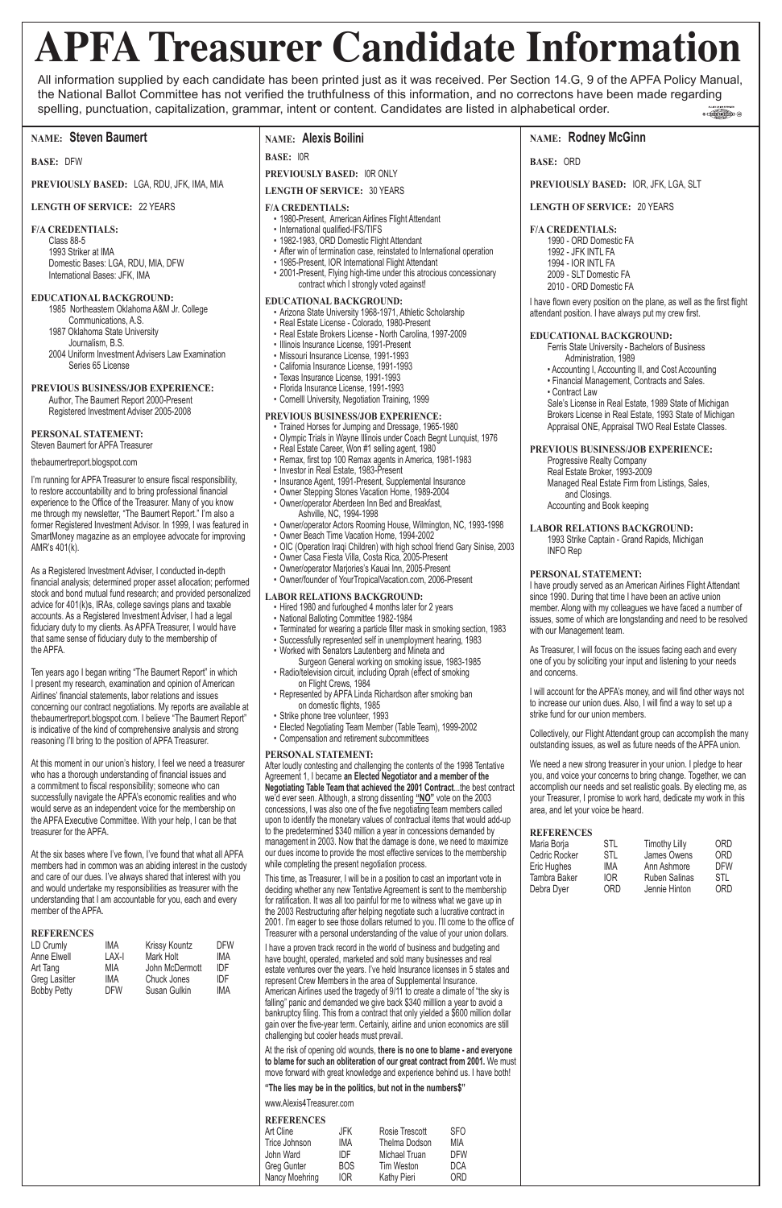# APFA Treasurer Candidate Information

All information supplied by each candidate has been printed just as it was received. Per Section 14.G, 9 of the APFA Policy Manual, the National Ballot Committee has not verified the truthfulness of this information, and no correctons have been made regarding spelling, punctuation, capitalization, grammar, intent or content. Candidates are listed in alphabetical order.

## NAME: Steven Baumert

**BASE:** DFW

**PREVIOUSLY BASED:** LGA, RDU, JFK, IMA, MIA

**LENGTH OF SERVICE:** 22 YEARS

**F/A CREDENTIALS:**

Class 88-5
1993 Striker at IMA
Domestic Bases: LGA, RDU, MIA, DFW
International Bases: JFK, IMA

**EDUCATIONAL BACKGROUND:**

1985 Northeastern Oklahoma A&M Jr. College
Communications, A.S.
1987 Oklahoma State University
Journalism, B.S.
2004 Uniform Investment Advisers Law Examination
Series 65 License

**PREVIOUS BUSINESS/JOB EXPERIENCE:**

Author, The Baumert Report 2000-Present
Registered Investment Adviser 2005-2008

**PERSONAL STATEMENT:**

Steven Baumert for APFA Treasurer

thebaumertreport.blogspot.com

I'm running for APFA Treasurer to ensure fiscal responsibility, to restore accountability and to bring professional financial experience to the Office of the Treasurer. Many of you know me through my newsletter, "The Baumert Report." I'm also a former Registered Investment Advisor. In 1999, I was featured in SmartMoney magazine as an employee advocate for improving AMR's 401(k).

As a Registered Investment Adviser, I conducted in-depth financial analysis; determined proper asset allocation; performed stock and bond mutual fund research; and provided personalized advice for 401(k)s, IRAs, college savings plans and taxable accounts. As a Registered Investment Adviser, I had a legal fiduciary duty to my clients. As APFA Treasurer, I would have that same sense of fiduciary duty to the membership of the APFA.

Ten years ago I began writing "The Baumert Report" in which I present my research, examination and opinion of American Airlines' financial statements, labor relations and issues concerning our contract negotiations. My reports are available at thebaumertreport.blogspot.com. I believe "The Baumert Report" is indicative of the kind of comprehensive analysis and strong reasoning I'll bring to the position of APFA Treasurer.

At this moment in our union's history, I feel we need a treasurer who has a thorough understanding of financial issues and a commitment to fiscal responsibility; someone who can successfully navigate the APFA's economic realities and who would serve as an independent voice for the membership on the APFA Executive Committee. With your help, I can be that treasurer for the APFA.

At the six bases where I've flown, I've found that what all APFA members had in common was an abiding interest in the custody and care of our dues. I've always shared that interest with you and would undertake my responsibilities as treasurer with the understanding that I am accountable for you, each and every member of the APFA.

**REFERENCES**

| | | | |
|---|---|---|---|
| LD Crumly | IMA | Krissy Kountz | DFW |
| Anne Elwell | LAX-I | Mark Holt | IMA |
| Art Tang | MIA | John McDermott | IDF |
| Greg Lasitter | IMA | Chuck Jones | IDF |
| Bobby Petty | DFW | Susan Gulkin | IMA |

## NAME: Alexis Boilini

**BASE:** I0R

**PREVIOUSLY BASED:** I0R ONLY

**LENGTH OF SERVICE:** 30 YEARS

**F/A CREDENTIALS:**

- 1980-Present, American Airlines Flight Attendant
- International qualified-IFS/TIFS
- 1982-1983, ORD Domestic Flight Attendant
- After win of termination case, reinstated to International operation
- 1985-Present, IOR International Flight Attendant
- 2001-Present, Flying high-time under this atrocious concessionary contract which I strongly voted against!

**EDUCATIONAL BACKGROUND:**

- Arizona State University 1968-1971, Athletic Scholarship
- Real Estate License - Colorado, 1980-Present
- Real Estate Brokers License - North Carolina, 1997-2009
- Illinois Insurance License, 1991-Present
- Missouri Insurance License, 1991-1993
- California Insurance License, 1991-1993
- Texas Insurance License, 1991-1993
- Florida Insurance License, 1991-1993
- Cornelll University, Negotiation Training, 1999

**PREVIOUS BUSINESS/JOB EXPERIENCE:**

- Trained Horses for Jumping and Dressage, 1965-1980
- Olympic Trials in Wayne Illinois under Coach Begnt Lunquist, 1976
- Real Estate Career, Won #1 selling agent, 1980
- Remax, first top 100 Remax agents in America, 1981-1983
- Investor in Real Estate, 1983-Present
- Insurance Agent, 1991-Present, Supplemental Insurance
- Owner Stepping Stones Vacation Home, 1989-2004
- Owner/operator Aberdeen Inn Bed and Breakfast, Ashville, NC, 1994-1998
- Owner/operator Actors Rooming House, Wilmington, NC, 1993-1998
- Owner Beach Time Vacation Home, 1994-2002
- OIC (Operation Iraqi Children) with high school friend Gary Sinise, 2003
- Owner Casa Fiesta Villa, Costa Rica, 2005-Present
- Owner/operator Marjories's Kauai Inn, 2005-Present
- Owner/founder of YourTropicalVacation.com, 2006-Present

**LABOR RELATIONS BACKGROUND:**

- Hired 1980 and furloughed 4 months later for 2 years
- National Balloting Committee 1982-1984
- Terminated for wearing a particle filter mask in smoking section, 1983
- Successfully represented self in unemployment hearing, 1983
- Worked with Senators Lautenberg and Mineta and Surgeon General working on smoking issue, 1983-1985
- Radio/television circuit, including Oprah (effect of smoking on Flight Crews, 1984
- Represented by APFA Linda Richardson after smoking ban on domestic flights, 1985
- Strike phone tree volunteer, 1993
- Elected Negotiating Team Member (Table Team), 1999-2002
- Compensation and retirement subcommittees

**PERSONAL STATEMENT:**

After loudly contesting and challenging the contents of the 1998 Tentative Agreement 1, I became **an Elected Negotiator and a member of the Negotiating Table Team that achieved the 2001 Contract**...the best contract we'd ever seen. Although, a strong dissenting **"NO"** vote on the 2003 concessions, I was also one of the five negotiating team members called upon to identify the monetary values of contractual items that would add-up to the predetermined $340 million a year in concessions demanded by management in 2003. Now that the damage is done, we need to maximize our dues income to provide the most effective services to the membership while completing the present negotiation process.

This time, as Treasurer, I will be in a position to cast an important vote in deciding whether any new Tentative Agreement is sent to the membership for ratification. It was all too painful for me to witness what we gave up in the 2003 Restructuring after helping negotiate such a lucrative contract in 2001. I'm eager to see those dollars returned to you. I'll come to the office of Treasurer with a personal understanding of the value of your union dollars.

I have a proven track record in the world of business and budgeting and have bought, operated, marketed and sold many businesses and real estate ventures over the years. I've held Insurance licenses in 5 states and represent Crew Members in the area of Supplemental Insurance. American Airlines used the tragedy of 9/11 to create a climate of "the sky is falling" panic and demanded we give back $340 million a year to avoid a bankruptcy filing. This from a contract that only yielded a $600 million dollar gain over the five-year term. Certainly, airline and union economics are still challenging but cooler heads must prevail.

At the risk of opening old wounds, **there is no one to blame - and everyone to blame for such an obliteration of our great contract from 2001.** We must move forward with great knowledge and experience behind us. I have both!

**"The lies may be in the politics, but not in the numbers$"**

www.Alexis4Treasurer.com

**REFERENCES**

| | | | |
|---|---|---|---|
| Art Cline | JFK | Rosie Trescott | SFO |
| Trice Johnson | IMA | Thelma Dodson | MIA |
| John Ward | IDF | Michael Truan | DFW |
| Greg Gunter | BOS | Tim Weston | DCA |
| Nancy Moehring | IOR | Kathy Pieri | ORD |

## NAME: Rodney McGinn

**BASE:** ORD

**PREVIOUSLY BASED:** IOR, JFK, LGA, SLT

**LENGTH OF SERVICE:** 20 YEARS

**F/A CREDENTIALS:**

1990 - ORD Domestic FA
1992 - JFK INTL FA
1994 - IOR INTL FA
2009 - SLT Domestic FA
2010 - ORD Domestic FA

I have flown every position on the plane, as well as the first flight attendant position. I have always put my crew first.

**EDUCATIONAL BACKGROUND:**

Ferris State University - Bachelors of Business Administration, 1989
- Accounting I, Accounting II, and Cost Accounting
- Financial Management, Contracts and Sales.
- Contract Law

Sale's License in Real Estate, 1989 State of Michigan Brokers License in Real Estate, 1993 State of Michigan Appraisal ONE, Appraisal TWO Real Estate Classes.

**PREVIOUS BUSINESS/JOB EXPERIENCE:**

Progressive Realty Company
Real Estate Broker, 1993-2009
Managed Real Estate Firm from Listings, Sales, and Closings.
Accounting and Book keeping

**LABOR RELATIONS BACKGROUND:**

1993 Strike Captain - Grand Rapids, Michigan
INFO Rep

**PERSONAL STATEMENT:**

I have proudly served as an American Airlines Flight Attendant since 1990. During that time I have been an active union member. Along with my colleagues we have faced a number of issues, some of which are longstanding and need to be resolved with our Management team.

As Treasurer, I will focus on the issues facing each and every one of you by soliciting your input and listening to your needs and concerns.

I will account for the APFA's money, and will find other ways not to increase our union dues. Also, I will find a way to set up a strike fund for our union members.

Collectively, our Flight Attendant group can accomplish the many outstanding issues, as well as future needs of the APFA union.

We need a new strong treasurer in your union. I pledge to hear you, and voice your concerns to bring change. Together, we can accomplish our needs and set realistic goals. By electing me, as your Treasurer, I promise to work hard, dedicate my work in this area, and let your voice be heard.

**REFERENCES**

| | | | |
|---|---|---|---|
| Maria Borja | STL | Timothy Lilly | ORD |
| Cedric Rocker | STL | James Owens | ORD |
| Eric Hughes | IMA | Ann Ashmore | DFW |
| Tambra Baker | IOR | Ruben Salinas | STL |
| Debra Dyer | ORD | Jennie Hinton | ORD |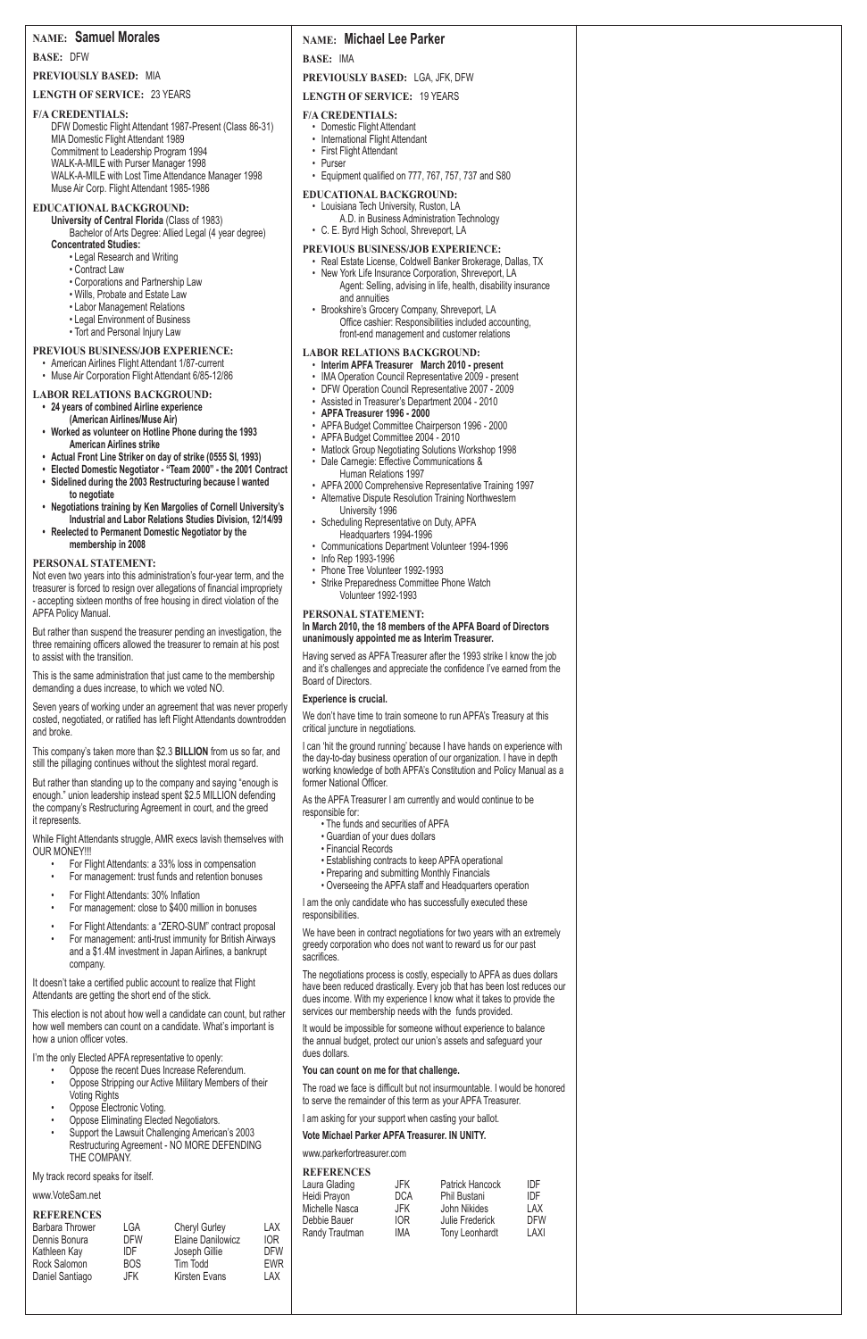## NAME: Samuel Morales

**BASE:** DFW

**PREVIOUSLY BASED:** MIA

**LENGTH OF SERVICE:** 23 YEARS

### F/A CREDENTIALS:

DFW Domestic Flight Attendant 1987-Present (Class 86-31)
MIA Domestic Flight Attendant 1989
Commitment to Leadership Program 1994
WALK-A-MILE with Purser Manager 1998
WALK-A-MILE with Lost Time Attendance Manager 1998
Muse Air Corp. Flight Attendant 1985-1986

### EDUCATIONAL BACKGROUND:

**University of Central Florida** (Class of 1983)
Bachelor of Arts Degree: Allied Legal (4 year degree)

**Concentrated Studies:**

- Legal Research and Writing
- Contract Law
- Corporations and Partnership Law
- Wills, Probate and Estate Law
- Labor Management Relations
- Legal Environment of Business
- Tort and Personal Injury Law

### PREVIOUS BUSINESS/JOB EXPERIENCE:

- American Airlines Flight Attendant 1/87-current
- Muse Air Corporation Flight Attendant 6/85-12/86

### LABOR RELATIONS BACKGROUND:

- **24 years of combined Airline experience (American Airlines/Muse Air)**
- **Worked as volunteer on Hotline Phone during the 1993 American Airlines strike**
- **Actual Front Line Striker on day of strike (0555 SI, 1993)**
- **Elected Domestic Negotiator - "Team 2000" - the 2001 Contract**
- **Sidelined during the 2003 Restructuring because I wanted to negotiate**
- **Negotiations training by Ken Margolies of Cornell University's Industrial and Labor Relations Studies Division, 12/14/99**
- **Reelected to Permanent Domestic Negotiator by the membership in 2008**

### PERSONAL STATEMENT:

Not even two years into this administration's four-year term, and the treasurer is forced to resign over allegations of financial impropriety - accepting sixteen months of free housing in direct violation of the APFA Policy Manual.

But rather than suspend the treasurer pending an investigation, the three remaining officers allowed the treasurer to remain at his post to assist with the transition.

This is the same administration that just came to the membership demanding a dues increase, to which we voted NO.

Seven years of working under an agreement that was never properly costed, negotiated, or ratified has left Flight Attendants downtrodden and broke.

This company's taken more than $2.3 **BILLION** from us so far, and still the pillaging continues without the slightest moral regard.

But rather than standing up to the company and saying "enough is enough." union leadership instead spent $2.5 MILLION defending the company's Restructuring Agreement in court, and the greed it represents.

While Flight Attendants struggle, AMR execs lavish themselves with OUR MONEY!!!

- For Flight Attendants: a 33% loss in compensation
- For management: trust funds and retention bonuses

- For Flight Attendants: 30% Inflation
- For management: close to $400 million in bonuses

- For Flight Attendants: a "ZERO-SUM" contract proposal
- For management: anti-trust immunity for British Airways and a $1.4M investment in Japan Airlines, a bankrupt company.

It doesn't take a certified public account to realize that Flight Attendants are getting the short end of the stick.

This election is not about how well a candidate can count, but rather how well members can count on a candidate. What's important is how a union officer votes.

I'm the only Elected APFA representative to openly:

- Oppose the recent Dues Increase Referendum.
- Oppose Stripping our Active Military Members of their Voting Rights
- Oppose Electronic Voting.
- Oppose Eliminating Elected Negotiators.
- Support the Lawsuit Challenging American's 2003 Restructuring Agreement - NO MORE DEFENDING THE COMPANY.

My track record speaks for itself.

www.VoteSam.net

### REFERENCES

| | | | |
|---|---|---|---|
| Barbara Thrower | LGA | Cheryl Gurley | LAX |
| Dennis Bonura | DFW | Elaine Danilowicz | IOR |
| Kathleen Kay | IDF | Joseph Gillie | DFW |
| Rock Salomon | BOS | Tim Todd | EWR |
| Daniel Santiago | JFK | Kirsten Evans | LAX |

## NAME: Michael Lee Parker

**BASE:** IMA

**PREVIOUSLY BASED:** LGA, JFK, DFW

**LENGTH OF SERVICE:** 19 YEARS

### F/A CREDENTIALS:

- Domestic Flight Attendant
- International Flight Attendant
- First Flight Attendant
- Purser
- Equipment qualified on 777, 767, 757, 737 and S80

### EDUCATIONAL BACKGROUND:

- Louisiana Tech University, Ruston, LA
  A.D. in Business Administration Technology
- C. E. Byrd High School, Shreveport, LA

### PREVIOUS BUSINESS/JOB EXPERIENCE:

- Real Estate License, Coldwell Banker Brokerage, Dallas, TX
- New York Life Insurance Corporation, Shreveport, LA
  Agent: Selling, advising in life, health, disability insurance and annuities
- Brookshire's Grocery Company, Shreveport, LA
  Office cashier: Responsibilities included accounting, front-end management and customer relations

### LABOR RELATIONS BACKGROUND:

- **Interim APFA Treasurer March 2010 - present**
- IMA Operation Council Representative 2009 - present
- DFW Operation Council Representative 2007 - 2009
- Assisted in Treasurer's Department 2004 - 2010
- **APFA Treasurer 1996 - 2000**
- APFA Budget Committee Chairperson 1996 - 2000
- APFA Budget Committee 2004 - 2010
- Matlock Group Negotiating Solutions Workshop 1998
- Dale Carnegie: Effective Communications & Human Relations 1997
- APFA 2000 Comprehensive Representative Training 1997
- Alternative Dispute Resolution Training Northwestern University 1996
- Scheduling Representative on Duty, APFA Headquarters 1994-1996
- Communications Department Volunteer 1994-1996
- Info Rep 1993-1996
- Phone Tree Volunteer 1992-1993
- Strike Preparedness Committee Phone Watch Volunteer 1992-1993

### PERSONAL STATEMENT:

**In March 2010, the 18 members of the APFA Board of Directors unanimously appointed me as Interim Treasurer.**

Having served as APFA Treasurer after the 1993 strike I know the job and it's challenges and appreciate the confidence I've earned from the Board of Directors.

**Experience is crucial.**

We don't have time to train someone to run APFA's Treasury at this critical juncture in negotiations.

I can 'hit the ground running' because I have hands on experience with the day-to-day business operation of our organization. I have in depth working knowledge of both APFA's Constitution and Policy Manual as a former National Officer.

As the APFA Treasurer I am currently and would continue to be responsible for:

- The funds and securities of APFA
- Guardian of your dues dollars
- Financial Records
- Establishing contracts to keep APFA operational
- Preparing and submitting Monthly Financials
- Overseeing the APFA staff and Headquarters operation

I am the only candidate who has successfully executed these responsibilities.

We have been in contract negotiations for two years with an extremely greedy corporation who does not want to reward us for our past sacrifices.

The negotiations process is costly, especially to APFA as dues dollars have been reduced drastically. Every job that has been lost reduces our dues income. With my experience I know what it takes to provide the services our membership needs with the funds provided.

It would be impossible for someone without experience to balance the annual budget, protect our union's assets and safeguard your dues dollars.

**You can count on me for that challenge.**

The road we face is difficult but not insurmountable. I would be honored to serve the remainder of this term as your APFA Treasurer.

I am asking for your support when casting your ballot.

**Vote Michael Parker APFA Treasurer. IN UNITY.**

www.parkerfortreasurer.com

### REFERENCES

| | | | |
|---|---|---|---|
| Laura Glading | JFK | Patrick Hancock | IDF |
| Heidi Prayon | DCA | Phil Bustani | IDF |
| Michelle Nasca | JFK | John Nikides | LAX |
| Debbie Bauer | IOR | Julie Frederick | DFW |
| Randy Trautman | IMA | Tony Leonhardt | LAXI |